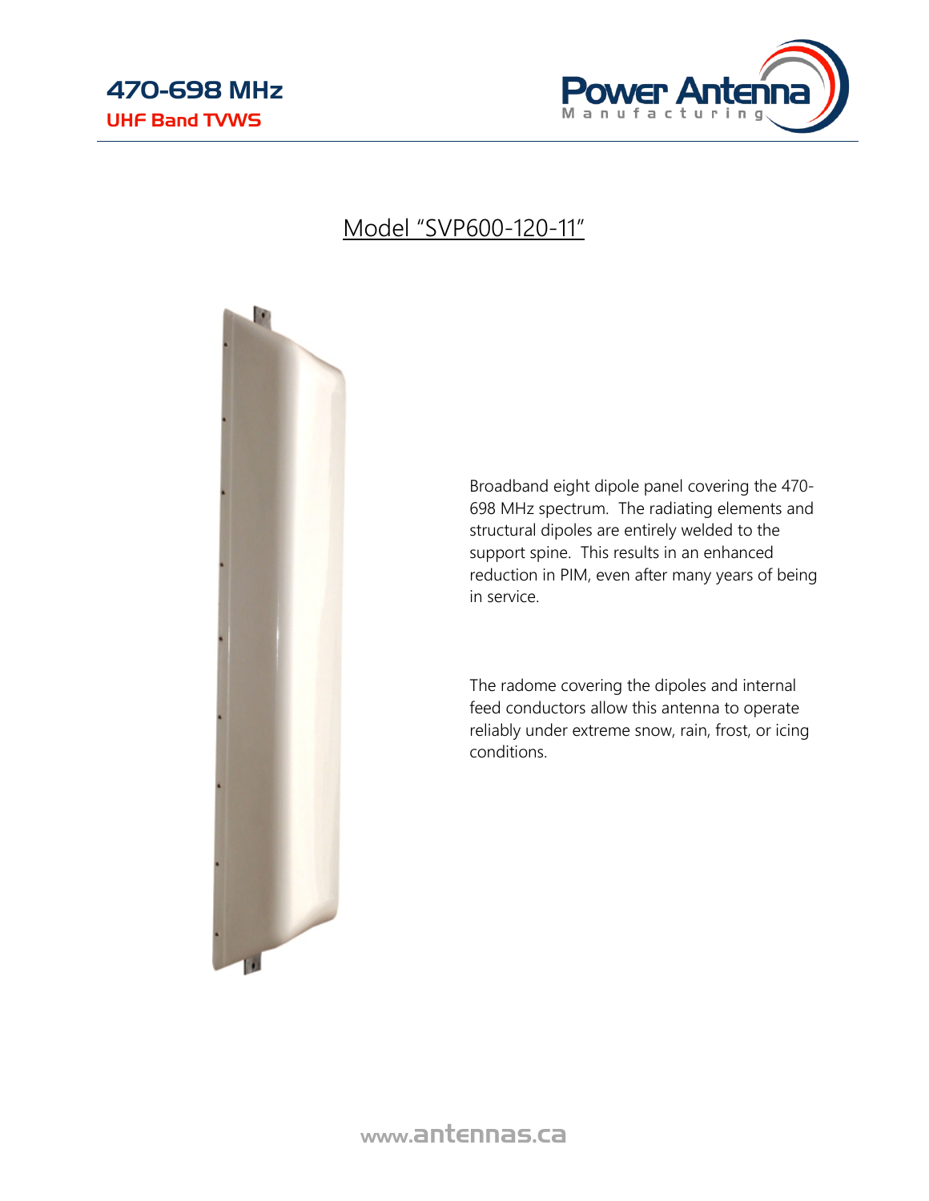470-698 MHz

UHF Band TVWS

Power Antenna Manufacturing

## Model "SVP600-120-11"

Broadband eight dipole panel covering the 470-698 MHz spectrum. The radiating elements and structural dipoles are entirely welded to the support spine. This results in an enhanced reduction in PIM, even after many years of being in service.

The radome covering the dipoles and internal feed conductors allow this antenna to operate reliably under extreme snow, rain, frost, or icing conditions.

www.antennas.ca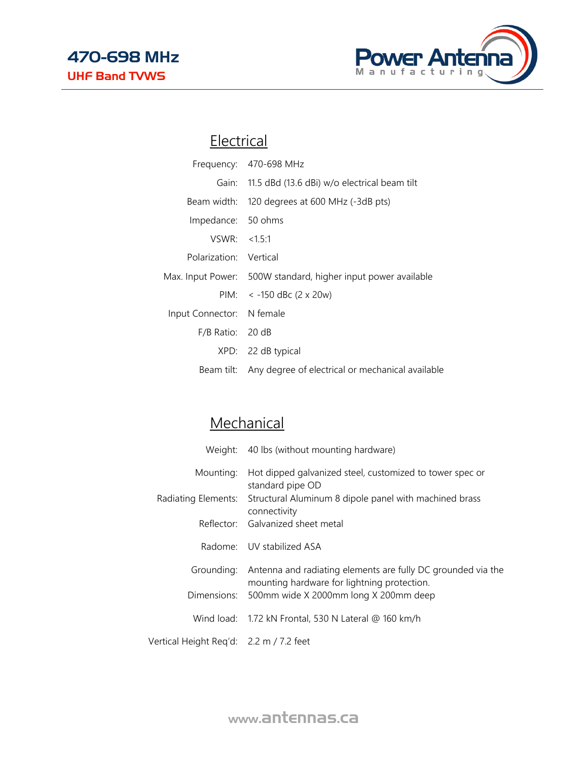# 470-698 MHz

## UHF Band TVWS

## Electrical

| | |
|---|---|
| Frequency: | 470-698 MHz |
| Gain: | 11.5 dBd (13.6 dBi) w/o electrical beam tilt |
| Beam width: | 120 degrees at 600 MHz (-3dB pts) |
| Impedance: | 50 ohms |
| VSWR: | <1.5:1 |
| Polarization: | Vertical |
| Max. Input Power: | 500W standard, higher input power available |
| PIM: | < -150 dBc (2 x 20w) |
| Input Connector: | N female |
| F/B Ratio: | 20 dB |
| XPD: | 22 dB typical |
| Beam tilt: | Any degree of electrical or mechanical available |

## Mechanical

| | |
|---|---|
| Weight: | 40 lbs (without mounting hardware) |
| Mounting: | Hot dipped galvanized steel, customized to tower spec or standard pipe OD |
| Radiating Elements: | Structural Aluminum 8 dipole panel with machined brass connectivity |
| Reflector: | Galvanized sheet metal |
| Radome: | UV stabilized ASA |
| Grounding: | Antenna and radiating elements are fully DC grounded via the mounting hardware for lightning protection. |
| Dimensions: | 500mm wide X 2000mm long X 200mm deep |
| Wind load: | 1.72 kN Frontal, 530 N Lateral @ 160 km/h |
| Vertical Height Req'd: | 2.2 m / 7.2 feet |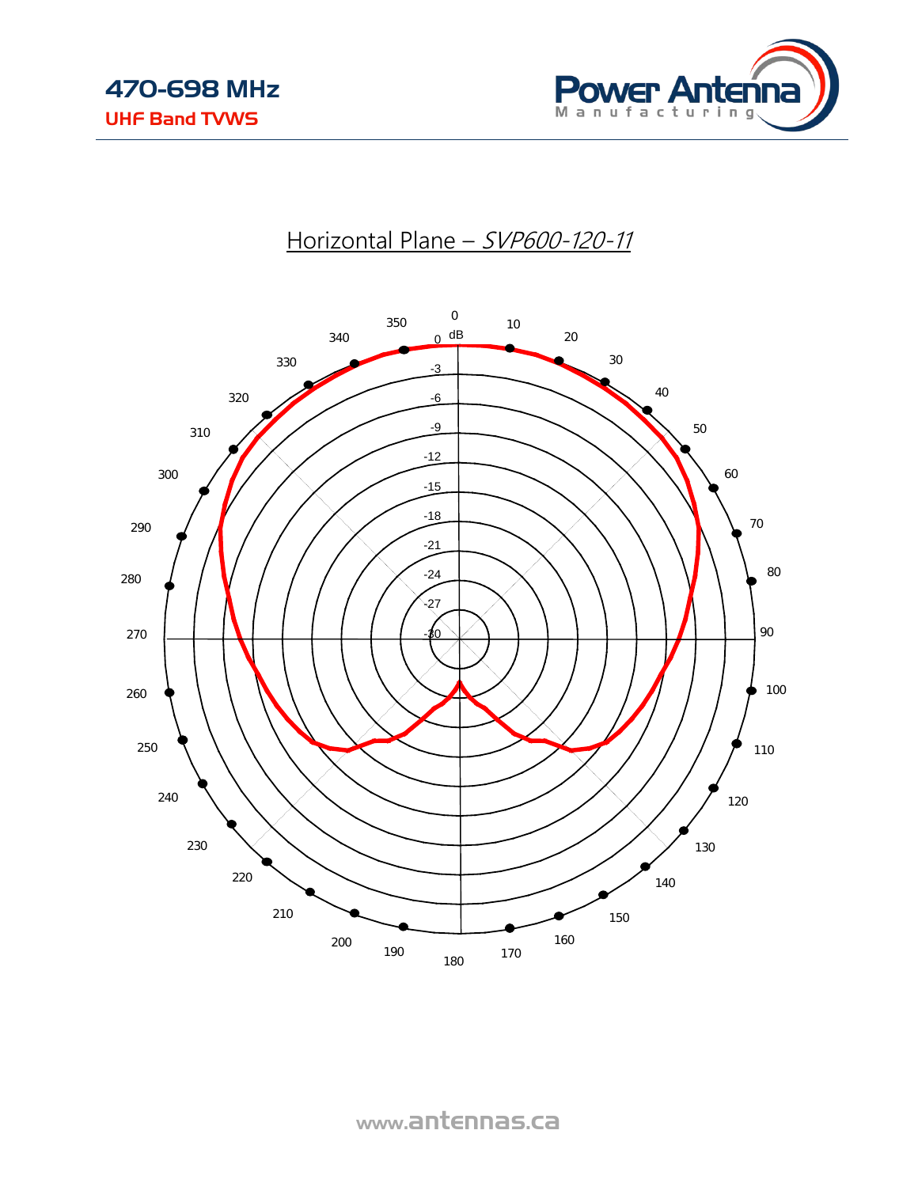470-698 MHz

UHF Band TVWS

## Horizontal Plane – *SVP600-120-11*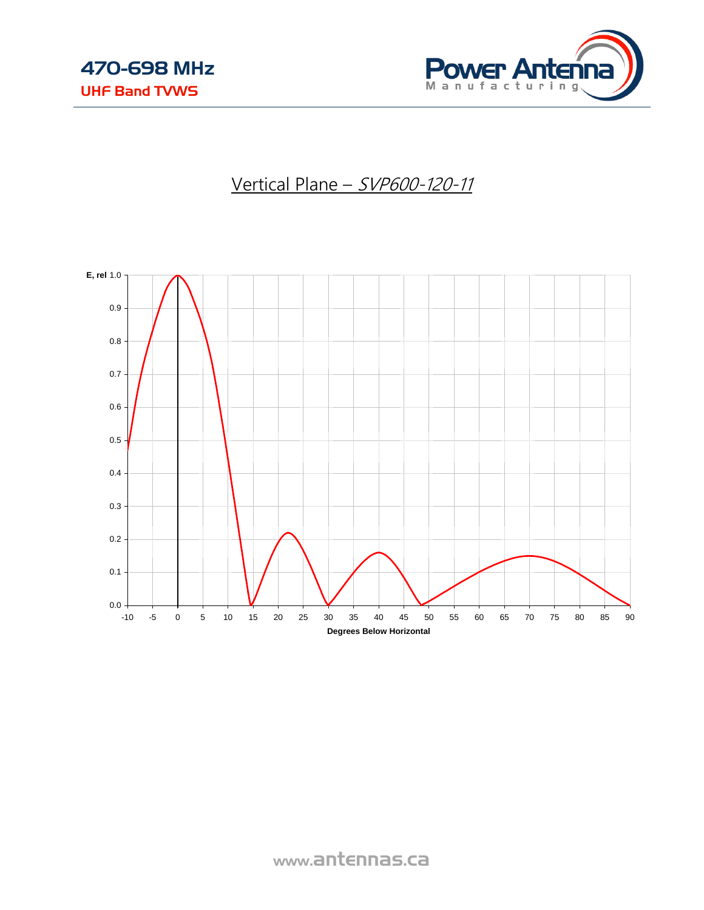470-698 MHz

UHF Band TVWS

Power Antenna
Manufacturing

## Vertical Plane – *SVP600-120-11*

E, rel

1.0
0.9
0.8
0.7
0.6
0.5
0.4
0.3
0.2
0.1
0.0

-10 -5 0 5 10 15 20 25 30 35 40 45 50 55 60 65 70 75 80 85 90

Degrees Below Horizontal

www.antennas.ca